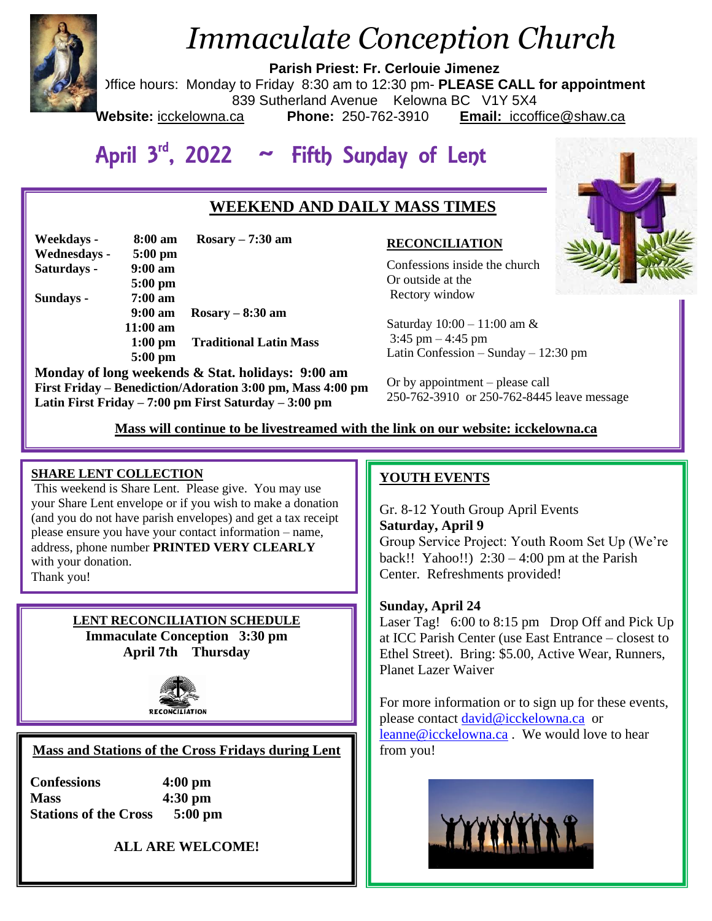# Immaculate Conception Church

**Parish Priest: Fr. Cerlouie Jimenez**
Office hours: Monday to Friday 8:30 am to 12:30 pm- **PLEASE CALL for appointment**
839 Sutherland Avenue Kelowna BC V1Y 5X4
**Website:** icckelowna.ca **Phone:** 250-762-3910 **Email:** iccoffice@shaw.ca

## April 3rd, 2022 ~ Fifth Sunday of Lent

### WEEKEND AND DAILY MASS TIMES

| | | |
|---|---|---|
| **Weekdays -** | **8:00 am** | **Rosary – 7:30 am** |
| **Wednesdays -** | **5:00 pm** | |
| **Saturdays -** | **9:00 am** | |
| | **5:00 pm** | |
| **Sundays -** | **7:00 am** | |
| | **9:00 am** | **Rosary – 8:30 am** |
| | **11:00 am** | |
| | **1:00 pm** | **Traditional Latin Mass** |
| | **5:00 pm** | |

**Monday of long weekends & Stat. holidays: 9:00 am**
**First Friday – Benediction/Adoration 3:00 pm, Mass 4:00 pm**
**Latin First Friday – 7:00 pm First Saturday – 3:00 pm**

**RECONCILIATION**

Confessions inside the church
Or outside at the
Rectory window

Saturday 10:00 – 11:00 am &
3:45 pm – 4:45 pm
Latin Confession – Sunday – 12:30 pm

Or by appointment – please call
250-762-3910 or 250-762-8445 leave message

**Mass will continue to be livestreamed with the link on our website: icckelowna.ca**

### SHARE LENT COLLECTION

This weekend is Share Lent. Please give. You may use your Share Lent envelope or if you wish to make a donation (and you do not have parish envelopes) and get a tax receipt please ensure you have your contact information – name, address, phone number **PRINTED VERY CLEARLY** with your donation.
Thank you!

### LENT RECONCILIATION SCHEDULE

**Immaculate Conception 3:30 pm**
**April 7th Thursday**

### Mass and Stations of the Cross Fridays during Lent

| | |
|---|---|
| **Confessions** | **4:00 pm** |
| **Mass** | **4:30 pm** |
| **Stations of the Cross** | **5:00 pm** |

**ALL ARE WELCOME!**

### YOUTH EVENTS

Gr. 8-12 Youth Group April Events

**Saturday, April 9**
Group Service Project: Youth Room Set Up (We're back!! Yahoo!!) 2:30 – 4:00 pm at the Parish Center. Refreshments provided!

**Sunday, April 24**
Laser Tag! 6:00 to 8:15 pm Drop Off and Pick Up at ICC Parish Center (use East Entrance – closest to Ethel Street). Bring: $5.00, Active Wear, Runners, Planet Lazer Waiver

For more information or to sign up for these events, please contact david@icckelowna.ca or leanne@icckelowna.ca . We would love to hear from you!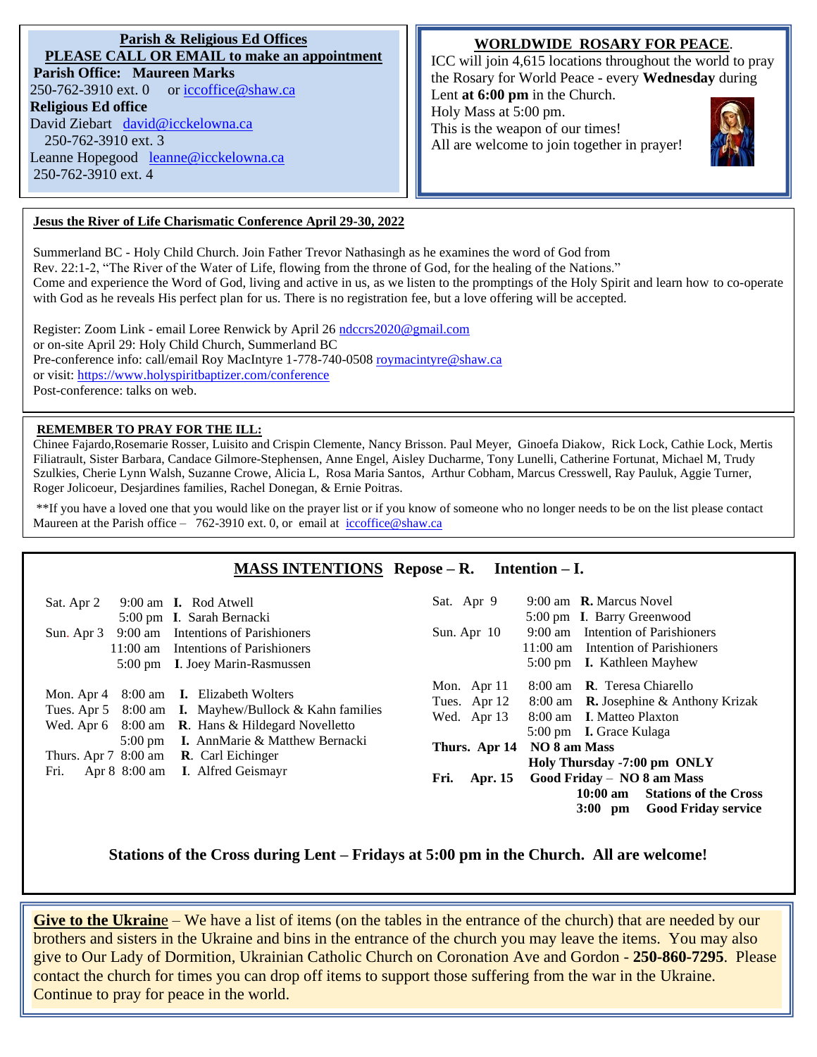**Parish & Religious Ed Offices**

**PLEASE CALL OR EMAIL to make an appointment**

**Parish Office: Maureen Marks**
250-762-3910 ext. 0 or iccoffice@shaw.ca

**Religious Ed office**
David Ziebart david@icckelowna.ca
250-762-3910 ext. 3
Leanne Hopegood leanne@icckelowna.ca
250-762-3910 ext. 4

**WORLDWIDE ROSARY FOR PEACE.**

ICC will join 4,615 locations throughout the world to pray the Rosary for World Peace - every **Wednesday** during Lent **at 6:00 pm** in the Church.
Holy Mass at 5:00 pm.
This is the weapon of our times!
All are welcome to join together in prayer!

**Jesus the River of Life Charismatic Conference April 29-30, 2022**

Summerland BC - Holy Child Church. Join Father Trevor Nathasingh as he examines the word of God from Rev. 22:1-2, "The River of the Water of Life, flowing from the throne of God, for the healing of the Nations."
Come and experience the Word of God, living and active in us, as we listen to the promptings of the Holy Spirit and learn how to co-operate with God as he reveals His perfect plan for us. There is no registration fee, but a love offering will be accepted.

Register: Zoom Link - email Loree Renwick by April 26 ndccrs2020@gmail.com
or on-site April 29: Holy Child Church, Summerland BC
Pre-conference info: call/email Roy MacIntyre 1-778-740-0508 roymacintyre@shaw.ca
or visit: https://www.holyspiritbaptizer.com/conference
Post-conference: talks on web.

**REMEMBER TO PRAY FOR THE ILL:**

Chinee Fajardo,Rosemarie Rosser, Luisito and Crispin Clemente, Nancy Brisson. Paul Meyer, Ginoefa Diakow, Rick Lock, Cathie Lock, Mertis Filiatrault, Sister Barbara, Candace Gilmore-Stephensen, Anne Engel, Aisley Ducharme, Tony Lunelli, Catherine Fortunat, Michael M, Trudy Szulkies, Cherie Lynn Walsh, Suzanne Crowe, Alicia L, Rosa Maria Santos, Arthur Cobham, Marcus Cresswell, Ray Pauluk, Aggie Turner, Roger Jolicoeur, Desjardines families, Rachel Donegan, & Ernie Poitras.

**If you have a loved one that you would like on the prayer list or if you know of someone who no longer needs to be on the list please contact Maureen at the Parish office – 762-3910 ext. 0, or email at iccoffice@shaw.ca

**MASS INTENTIONS** **Repose – R. Intention – I.**

| Day | Time | Intention |
|---|---|---|
| Sat. Apr 2 | 9:00 am | **I.** Rod Atwell |
| | 5:00 pm | **I**. Sarah Bernacki |
| Sun. Apr 3 | 9:00 am | Intentions of Parishioners |
| | 11:00 am | Intentions of Parishioners |
| | 5:00 pm | **I**. Joey Marin-Rasmussen |
| Mon. Apr 4 | 8:00 am | **I.** Elizabeth Wolters |
| Tues. Apr 5 | 8:00 am | **I.** Mayhew/Bullock & Kahn families |
| Wed. Apr 6 | 8:00 am | **R**. Hans & Hildegard Novelletto |
| | 5:00 pm | **I.** AnnMarie & Matthew Bernacki |
| Thurs. Apr 7 | 8:00 am | **R**. Carl Eichinger |
| Fri. Apr 8 | 8:00 am | **I**. Alfred Geismayr |
| Sat. Apr 9 | 9:00 am | **R.** Marcus Novel |
| | 5:00 pm | **I**. Barry Greenwood |
| Sun. Apr 10 | 9:00 am | Intentions of Parishioners |
| | 11:00 am | Intention of Parishioners |
| | 5:00 pm | **I.** Kathleen Mayhew |
| Mon. Apr 11 | 8:00 am | **R**. Teresa Chiarello |
| Tues. Apr 12 | 8:00 am | **R.** Josephine & Anthony Krizak |
| Wed. Apr 13 | 8:00 am | **I**. Matteo Plaxton |
| | 5:00 pm | **I.** Grace Kulaga |
| **Thurs. Apr 14** | | **NO 8 am Mass** |
| | | **Holy Thursday -7:00 pm ONLY** |
| **Fri. Apr. 15** | | **Good Friday – NO 8 am Mass** |
| | **10:00 am** | **Stations of the Cross** |
| | **3:00 pm** | **Good Friday service** |

**Stations of the Cross during Lent – Fridays at 5:00 pm in the Church. All are welcome!**

**Give to the Ukrain**e – We have a list of items (on the tables in the entrance of the church) that are needed by our brothers and sisters in the Ukraine and bins in the entrance of the church you may leave the items. You may also give to Our Lady of Dormition, Ukrainian Catholic Church on Coronation Ave and Gordon - **250-860-7295**. Please contact the church for times you can drop off items to support those suffering from the war in the Ukraine. Continue to pray for peace in the world.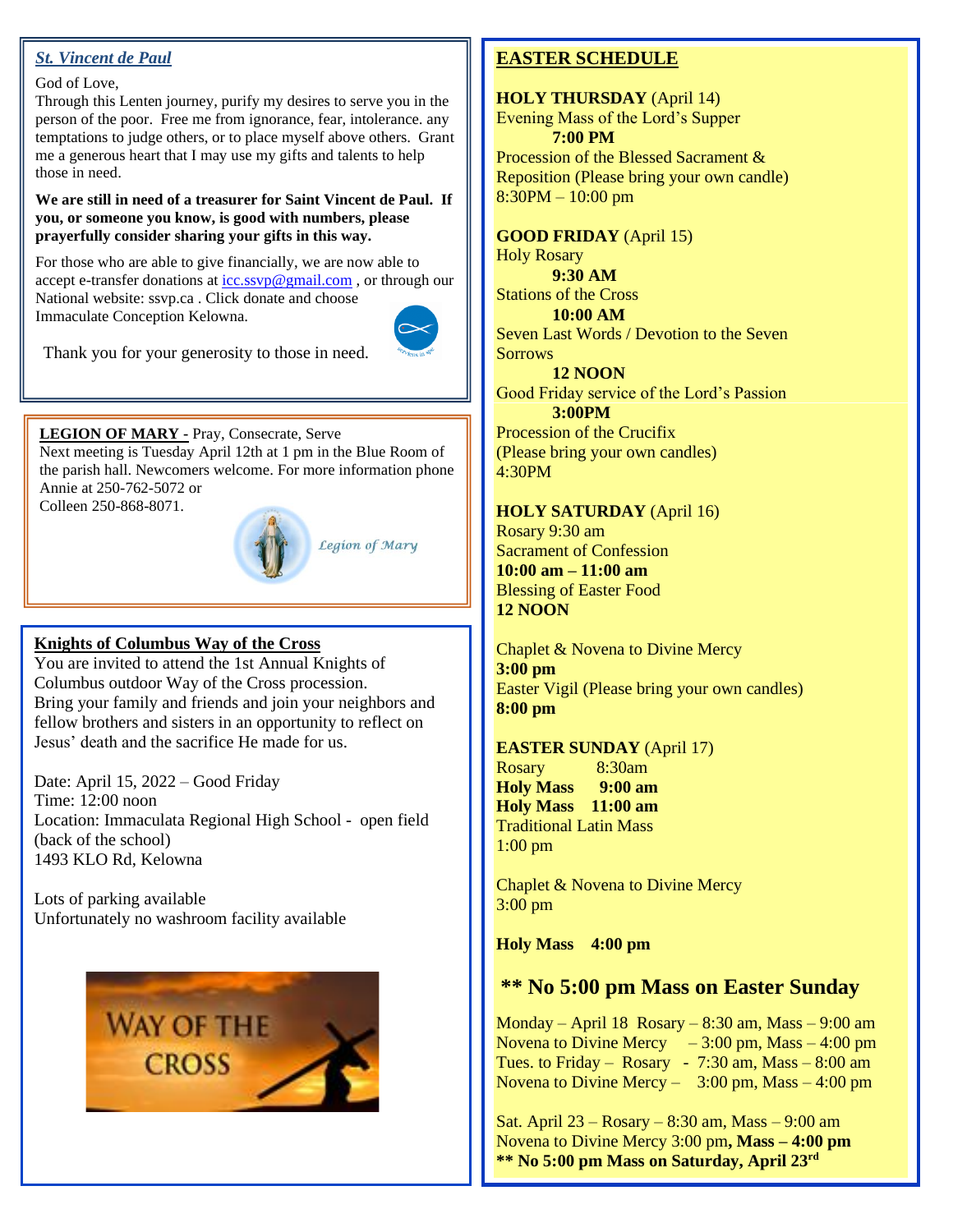## *St. Vincent de Paul*

God of Love,
Through this Lenten journey, purify my desires to serve you in the person of the poor. Free me from ignorance, fear, intolerance. any temptations to judge others, or to place myself above others. Grant me a generous heart that I may use my gifts and talents to help those in need.

**We are still in need of a treasurer for Saint Vincent de Paul. If you, or someone you know, is good with numbers, please prayerfully consider sharing your gifts in this way.**

For those who are able to give financially, we are now able to accept e-transfer donations at icc.ssvp@gmail.com , or through our National website: ssvp.ca . Click donate and choose Immaculate Conception Kelowna.

Thank you for your generosity to those in need.

**LEGION OF MARY -** Pray, Consecrate, Serve
Next meeting is Tuesday April 12th at 1 pm in the Blue Room of the parish hall. Newcomers welcome. For more information phone Annie at 250-762-5072 or
Colleen 250-868-8071.

## Knights of Columbus Way of the Cross

You are invited to attend the 1st Annual Knights of Columbus outdoor Way of the Cross procession.
Bring your family and friends and join your neighbors and fellow brothers and sisters in an opportunity to reflect on Jesus' death and the sacrifice He made for us.

Date: April 15, 2022 – Good Friday
Time: 12:00 noon
Location: Immaculata Regional High School - open field (back of the school)
1493 KLO Rd, Kelowna

Lots of parking available
Unfortunately no washroom facility available

## EASTER SCHEDULE

**HOLY THURSDAY** (April 14)
Evening Mass of the Lord's Supper
**7:00 PM**
Procession of the Blessed Sacrament & Reposition (Please bring your own candle)
8:30PM – 10:00 pm

**GOOD FRIDAY** (April 15)
Holy Rosary
**9:30 AM**
Stations of the Cross
**10:00 AM**
Seven Last Words / Devotion to the Seven Sorrows
**12 NOON**
Good Friday service of the Lord's Passion
**3:00PM**
Procession of the Crucifix
(Please bring your own candles)
4:30PM

**HOLY SATURDAY** (April 16)
Rosary 9:30 am
Sacrament of Confession
**10:00 am – 11:00 am**
Blessing of Easter Food
**12 NOON**

Chaplet & Novena to Divine Mercy
**3:00 pm**
Easter Vigil (Please bring your own candles)
**8:00 pm**

**EASTER SUNDAY** (April 17)
Rosary 8:30am
**Holy Mass 9:00 am**
**Holy Mass 11:00 am**
Traditional Latin Mass
1:00 pm

Chaplet & Novena to Divine Mercy
3:00 pm

**Holy Mass 4:00 pm**

### ** No 5:00 pm Mass on Easter Sunday

Monday – April 18 Rosary – 8:30 am, Mass – 9:00 am
Novena to Divine Mercy – 3:00 pm, Mass – 4:00 pm
Tues. to Friday – Rosary - 7:30 am, Mass – 8:00 am
Novena to Divine Mercy – 3:00 pm, Mass – 4:00 pm

Sat. April 23 – Rosary – 8:30 am, Mass – 9:00 am
Novena to Divine Mercy 3:00 pm**, Mass – 4:00 pm**
**** No 5:00 pm Mass on Saturday, April 23rd**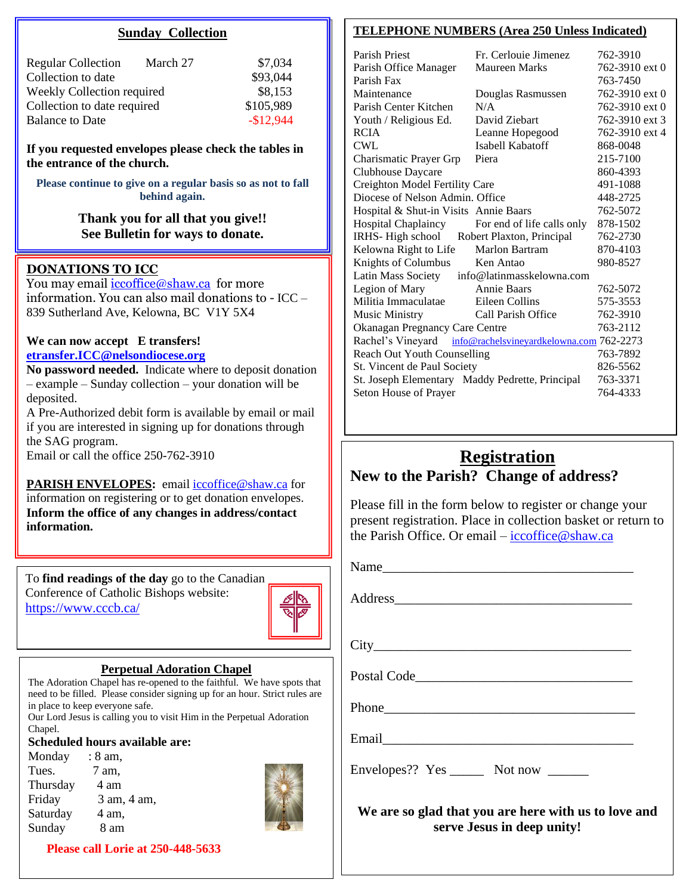## Sunday Collection

| | | |
|---|---|---|
| Regular Collection | March 27 | $7,034 |
| Collection to date | | $93,044 |
| Weekly Collection required | | $8,153 |
| Collection to date required | | $105,989 |
| Balance to Date | | -$12,944 |

**If you requested envelopes please check the tables in the entrance of the church.**

**Please continue to give on a regular basis so as not to fall behind again.**

**Thank you for all that you give!!**
**See Bulletin for ways to donate.**

## DONATIONS TO ICC

You may email iccoffice@shaw.ca for more information. You can also mail donations to - ICC – 839 Sutherland Ave, Kelowna, BC V1Y 5X4

**We can now accept E transfers!**
**etransfer.ICC@nelsondiocese.org**
**No password needed.** Indicate where to deposit donation – example – Sunday collection – your donation will be deposited.
A Pre-Authorized debit form is available by email or mail if you are interested in signing up for donations through the SAG program.
Email or call the office 250-762-3910

**PARISH ENVELOPES:** email iccoffice@shaw.ca for information on registering or to get donation envelopes. **Inform the office of any changes in address/contact information.**

To **find readings of the day** go to the Canadian Conference of Catholic Bishops website: https://www.cccb.ca/

## Perpetual Adoration Chapel

The Adoration Chapel has re-opened to the faithful. We have spots that need to be filled. Please consider signing up for an hour. Strict rules are in place to keep everyone safe.
Our Lord Jesus is calling you to visit Him in the Perpetual Adoration Chapel.

**Scheduled hours available are:**

Monday : 8 am,
Tues. 7 am,
Thursday 4 am
Friday 3 am, 4 am,
Saturday 4 am,
Sunday 8 am

**Please call Lorie at 250-448-5633**

## TELEPHONE NUMBERS (Area 250 Unless Indicated)

| | | |
|---|---|---|
| Parish Priest | Fr. Cerlouie Jimenez | 762-3910 |
| Parish Office Manager | Maureen Marks | 762-3910 ext 0 |
| Parish Fax | | 763-7450 |
| Maintenance | Douglas Rasmussen | 762-3910 ext 0 |
| Parish Center Kitchen | N/A | 762-3910 ext 0 |
| Youth / Religious Ed. | David Ziebart | 762-3910 ext 3 |
| RCIA | Leanne Hopegood | 762-3910 ext 4 |
| CWL | Isabell Kabatoff | 868-0048 |
| Charismatic Prayer Grp | Piera | 215-7100 |
| Clubhouse Daycare | | 860-4393 |
| Creighton Model Fertility Care | | 491-1088 |
| Diocese of Nelson Admin. Office | | 448-2725 |
| Hospital & Shut-in Visits | Annie Baars | 762-5072 |
| Hospital Chaplaincy | For end of life calls only | 878-1502 |
| IRHS- High school | Robert Plaxton, Principal | 762-2730 |
| Kelowna Right to Life | Marlon Bartram | 870-4103 |
| Knights of Columbus | Ken Antao | 980-8527 |
| Latin Mass Society | info@latinmasskelowna.com | |
| Legion of Mary | Annie Baars | 762-5072 |
| Militia Immaculatae | Eileen Collins | 575-3553 |
| Music Ministry | Call Parish Office | 762-3910 |
| Okanagan Pregnancy Care Centre | | 763-2112 |
| Rachel's Vineyard | info@rachelsvineyardkelowna.com | 762-2273 |
| Reach Out Youth Counselling | | 763-7892 |
| St. Vincent de Paul Society | | 826-5562 |
| St. Joseph Elementary | Maddy Pedrette, Principal | 763-3371 |
| Seton House of Prayer | | 764-4333 |

## Registration

### New to the Parish? Change of address?

Please fill in the form below to register or change your present registration. Place in collection basket or return to the Parish Office. Or email – iccoffice@shaw.ca

Name_____________________________________

Address___________________________________

City______________________________________

Postal Code________________________________

Phone_____________________________________

Email_____________________________________

Envelopes?? Yes _____ Not now ______

**We are so glad that you are here with us to love and serve Jesus in deep unity!**